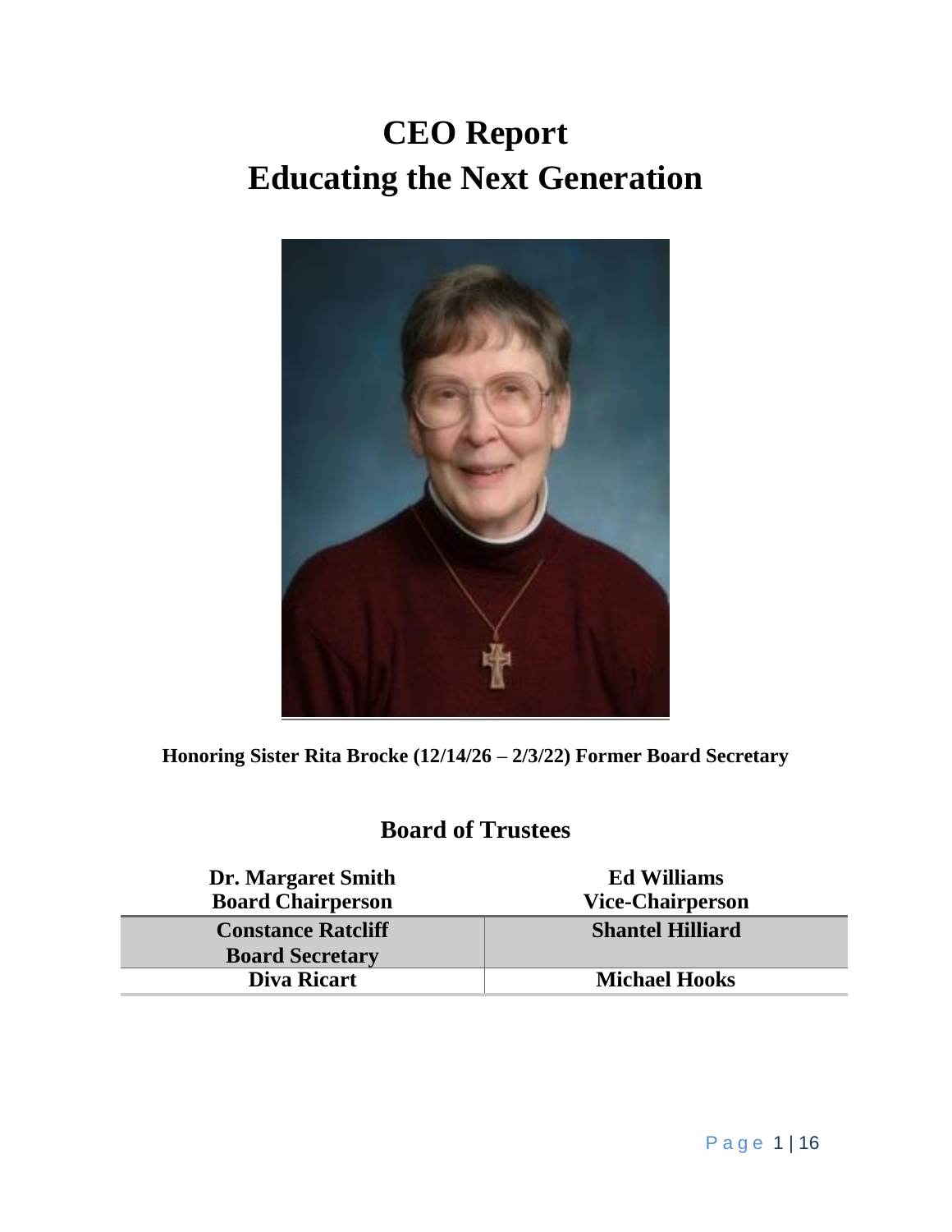# CEO Report
# Educating the Next Generation

**Honoring Sister Rita Brocke (12/14/26 – 2/3/22) Former Board Secretary**

## Board of Trustees

| Dr. Margaret Smith<br>Board Chairperson | Ed Williams<br>Vice-Chairperson |
|---|---|
| **Constance Ratcliff<br>Board Secretary** | **Shantel Hilliard** |
| **Diva Ricart** | **Michael Hooks** |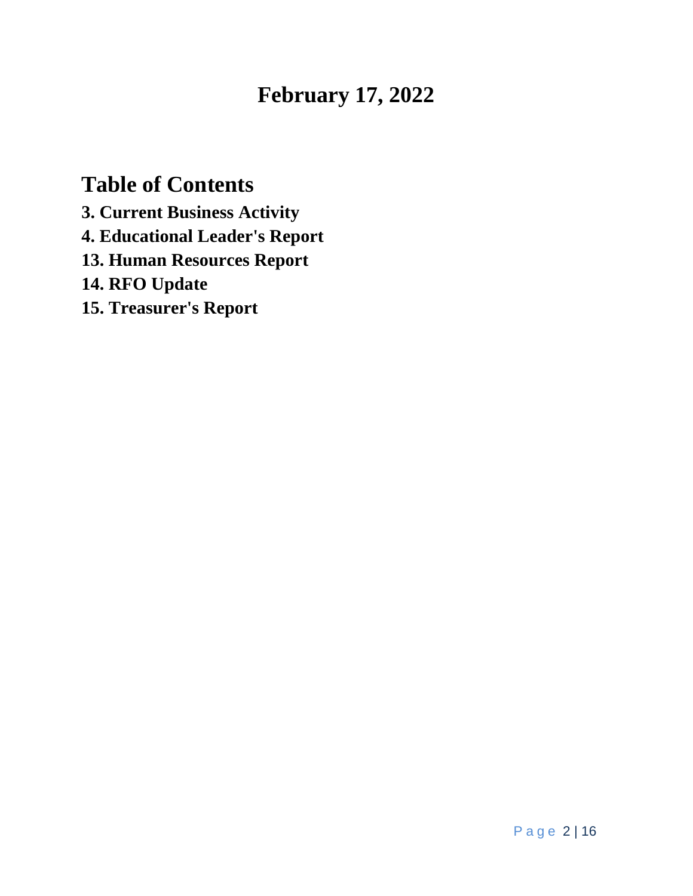# February 17, 2022

## Table of Contents

**3. Current Business Activity**

**4. Educational Leader's Report**

**13. Human Resources Report**

**14. RFO Update**

**15. Treasurer's Report**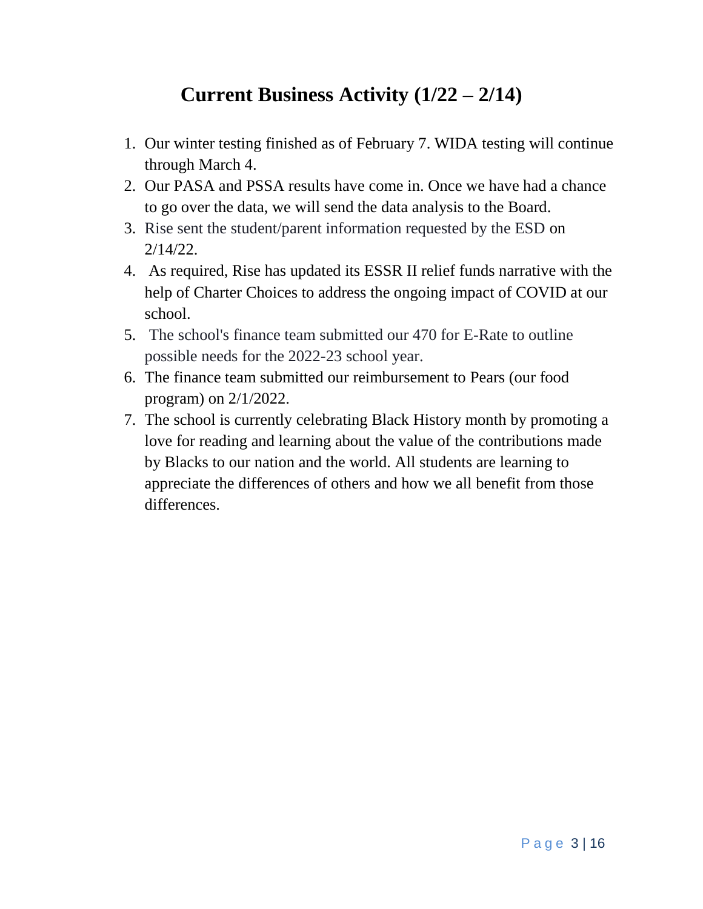# Current Business Activity (1/22 – 2/14)

1. Our winter testing finished as of February 7. WIDA testing will continue through March 4.
2. Our PASA and PSSA results have come in. Once we have had a chance to go over the data, we will send the data analysis to the Board.
3. Rise sent the student/parent information requested by the ESD on 2/14/22.
4. As required, Rise has updated its ESSR II relief funds narrative with the help of Charter Choices to address the ongoing impact of COVID at our school.
5. The school's finance team submitted our 470 for E-Rate to outline possible needs for the 2022-23 school year.
6. The finance team submitted our reimbursement to Pears (our food program) on 2/1/2022.
7. The school is currently celebrating Black History month by promoting a love for reading and learning about the value of the contributions made by Blacks to our nation and the world. All students are learning to appreciate the differences of others and how we all benefit from those differences.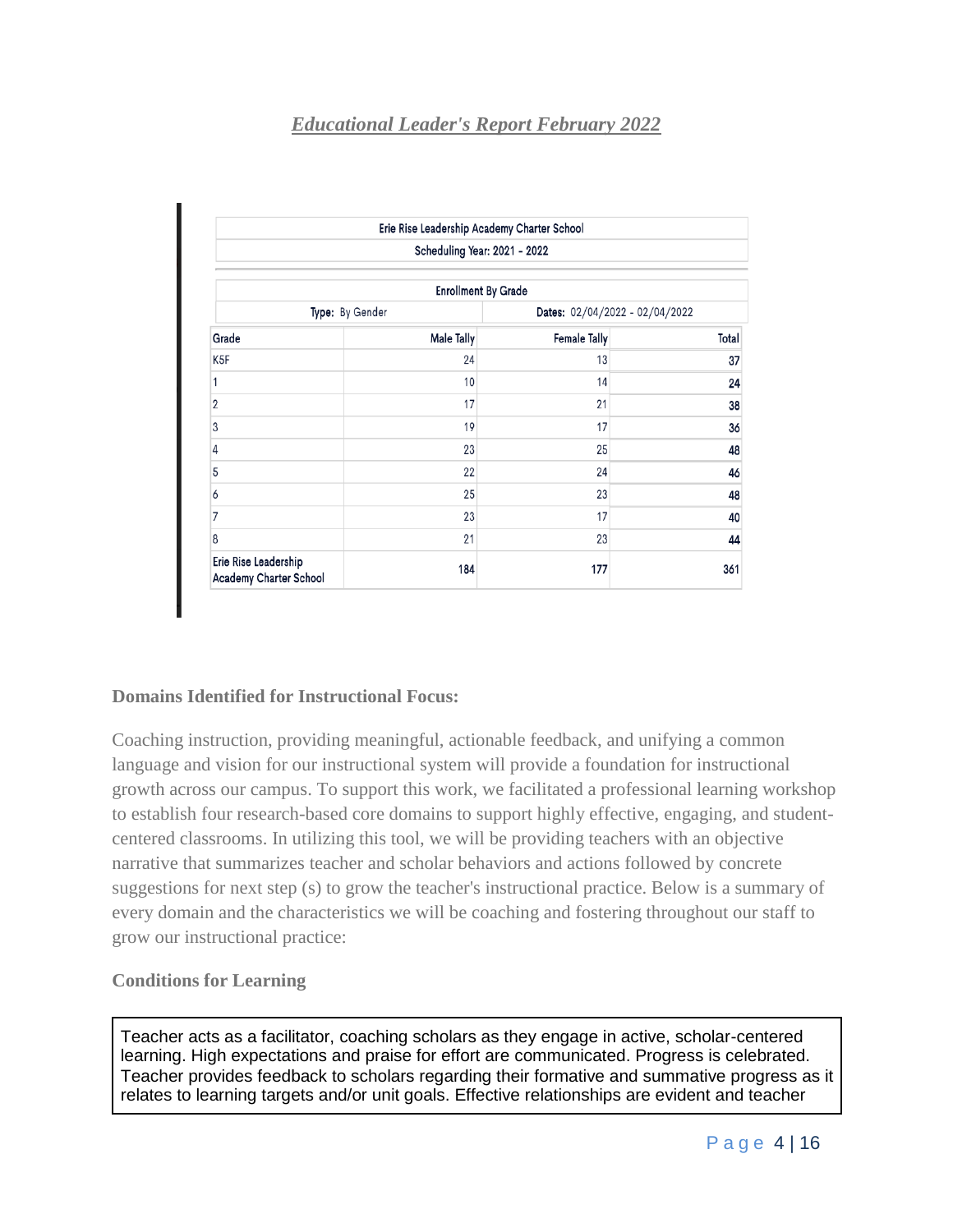## *Educational Leader's Report February 2022*

| Erie Rise Leadership Academy Charter School | | | |
|---|---|---|---|
| Scheduling Year: 2021 - 2022 | | | |
| Enrollment By Grade | | | |
| Type: By Gender | | Dates: 02/04/2022 - 02/04/2022 | |
| **Grade** | **Male Tally** | **Female Tally** | **Total** |
| K5F | 24 | 13 | 37 |
| 1 | 10 | 14 | 24 |
| 2 | 17 | 21 | 38 |
| 3 | 19 | 17 | 36 |
| 4 | 23 | 25 | 48 |
| 5 | 22 | 24 | 46 |
| 6 | 25 | 23 | 48 |
| 7 | 23 | 17 | 40 |
| 8 | 21 | 23 | 44 |
| Erie Rise Leadership Academy Charter School | 184 | 177 | 361 |

**Domains Identified for Instructional Focus:**

Coaching instruction, providing meaningful, actionable feedback, and unifying a common language and vision for our instructional system will provide a foundation for instructional growth across our campus. To support this work, we facilitated a professional learning workshop to establish four research-based core domains to support highly effective, engaging, and student-centered classrooms. In utilizing this tool, we will be providing teachers with an objective narrative that summarizes teacher and scholar behaviors and actions followed by concrete suggestions for next step (s) to grow the teacher's instructional practice. Below is a summary of every domain and the characteristics we will be coaching and fostering throughout our staff to grow our instructional practice:

**Conditions for Learning**

Teacher acts as a facilitator, coaching scholars as they engage in active, scholar-centered learning. High expectations and praise for effort are communicated. Progress is celebrated. Teacher provides feedback to scholars regarding their formative and summative progress as it relates to learning targets and/or unit goals. Effective relationships are evident and teacher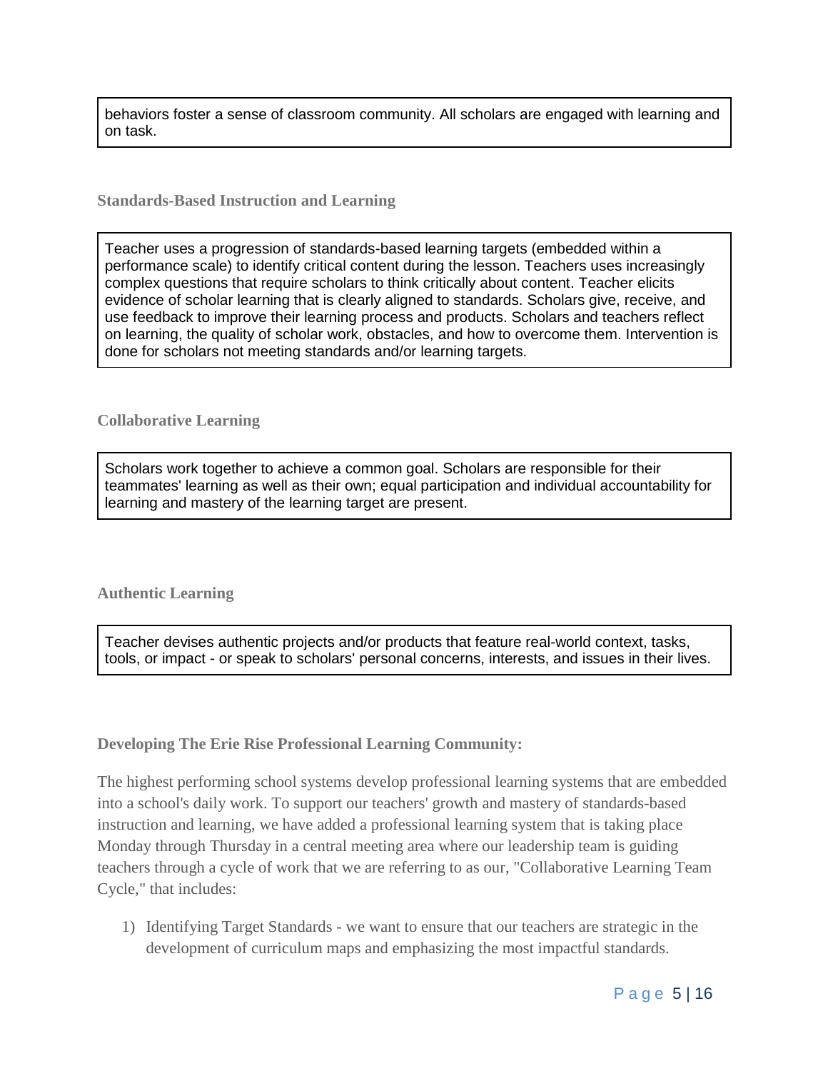behaviors foster a sense of classroom community. All scholars are engaged with learning and on task.

### Standards-Based Instruction and Learning

Teacher uses a progression of standards-based learning targets (embedded within a performance scale) to identify critical content during the lesson. Teachers uses increasingly complex questions that require scholars to think critically about content. Teacher elicits evidence of scholar learning that is clearly aligned to standards. Scholars give, receive, and use feedback to improve their learning process and products. Scholars and teachers reflect on learning, the quality of scholar work, obstacles, and how to overcome them. Intervention is done for scholars not meeting standards and/or learning targets.

### Collaborative Learning

Scholars work together to achieve a common goal. Scholars are responsible for their teammates' learning as well as their own; equal participation and individual accountability for learning and mastery of the learning target are present.

### Authentic Learning

Teacher devises authentic projects and/or products that feature real-world context, tasks, tools, or impact - or speak to scholars' personal concerns, interests, and issues in their lives.

### Developing The Erie Rise Professional Learning Community:

The highest performing school systems develop professional learning systems that are embedded into a school's daily work. To support our teachers' growth and mastery of standards-based instruction and learning, we have added a professional learning system that is taking place Monday through Thursday in a central meeting area where our leadership team is guiding teachers through a cycle of work that we are referring to as our, "Collaborative Learning Team Cycle," that includes:

1) Identifying Target Standards - we want to ensure that our teachers are strategic in the development of curriculum maps and emphasizing the most impactful standards.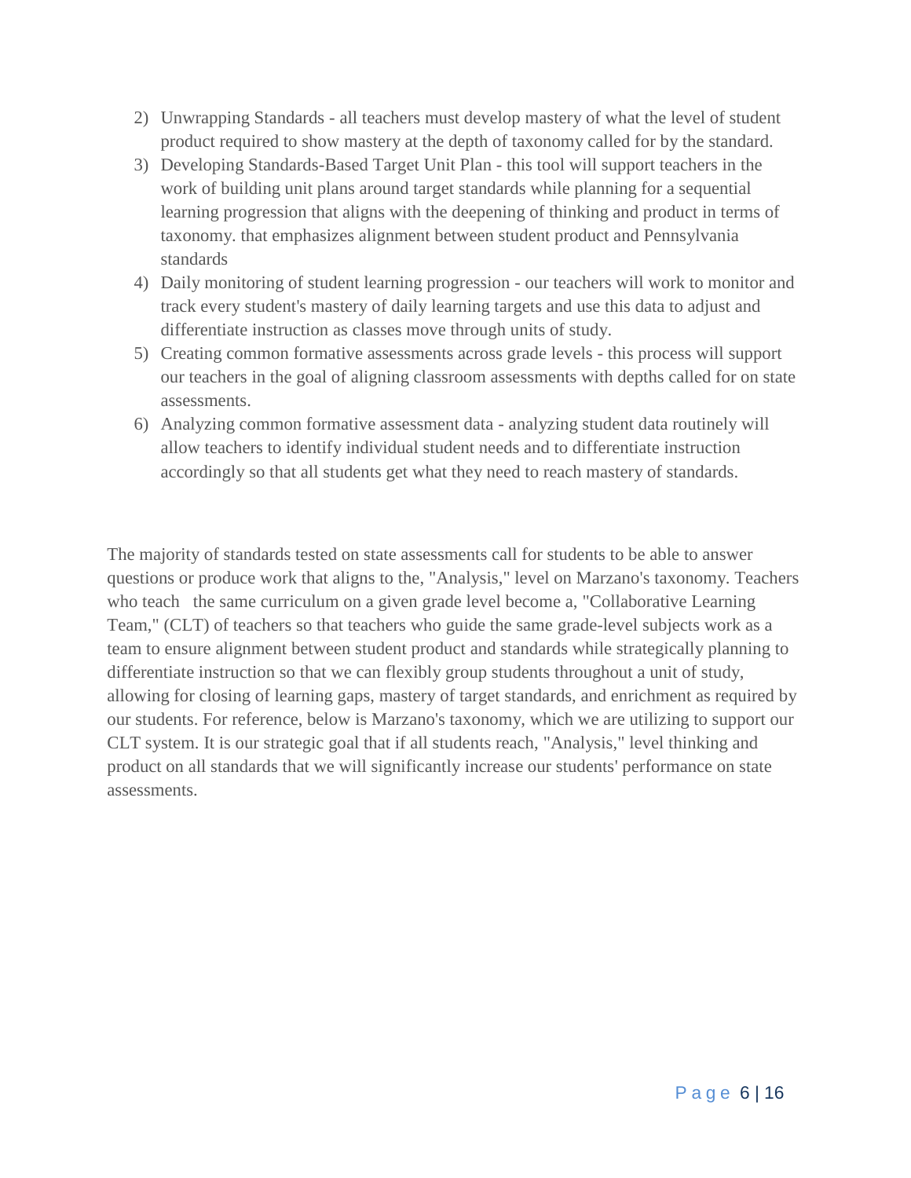2) Unwrapping Standards - all teachers must develop mastery of what the level of student product required to show mastery at the depth of taxonomy called for by the standard.
3) Developing Standards-Based Target Unit Plan - this tool will support teachers in the work of building unit plans around target standards while planning for a sequential learning progression that aligns with the deepening of thinking and product in terms of taxonomy. that emphasizes alignment between student product and Pennsylvania standards
4) Daily monitoring of student learning progression - our teachers will work to monitor and track every student's mastery of daily learning targets and use this data to adjust and differentiate instruction as classes move through units of study.
5) Creating common formative assessments across grade levels - this process will support our teachers in the goal of aligning classroom assessments with depths called for on state assessments.
6) Analyzing common formative assessment data - analyzing student data routinely will allow teachers to identify individual student needs and to differentiate instruction accordingly so that all students get what they need to reach mastery of standards.

The majority of standards tested on state assessments call for students to be able to answer questions or produce work that aligns to the, "Analysis," level on Marzano's taxonomy. Teachers who teach the same curriculum on a given grade level become a, "Collaborative Learning Team," (CLT) of teachers so that teachers who guide the same grade-level subjects work as a team to ensure alignment between student product and standards while strategically planning to differentiate instruction so that we can flexibly group students throughout a unit of study, allowing for closing of learning gaps, mastery of target standards, and enrichment as required by our students. For reference, below is Marzano's taxonomy, which we are utilizing to support our CLT system. It is our strategic goal that if all students reach, "Analysis," level thinking and product on all standards that we will significantly increase our students' performance on state assessments.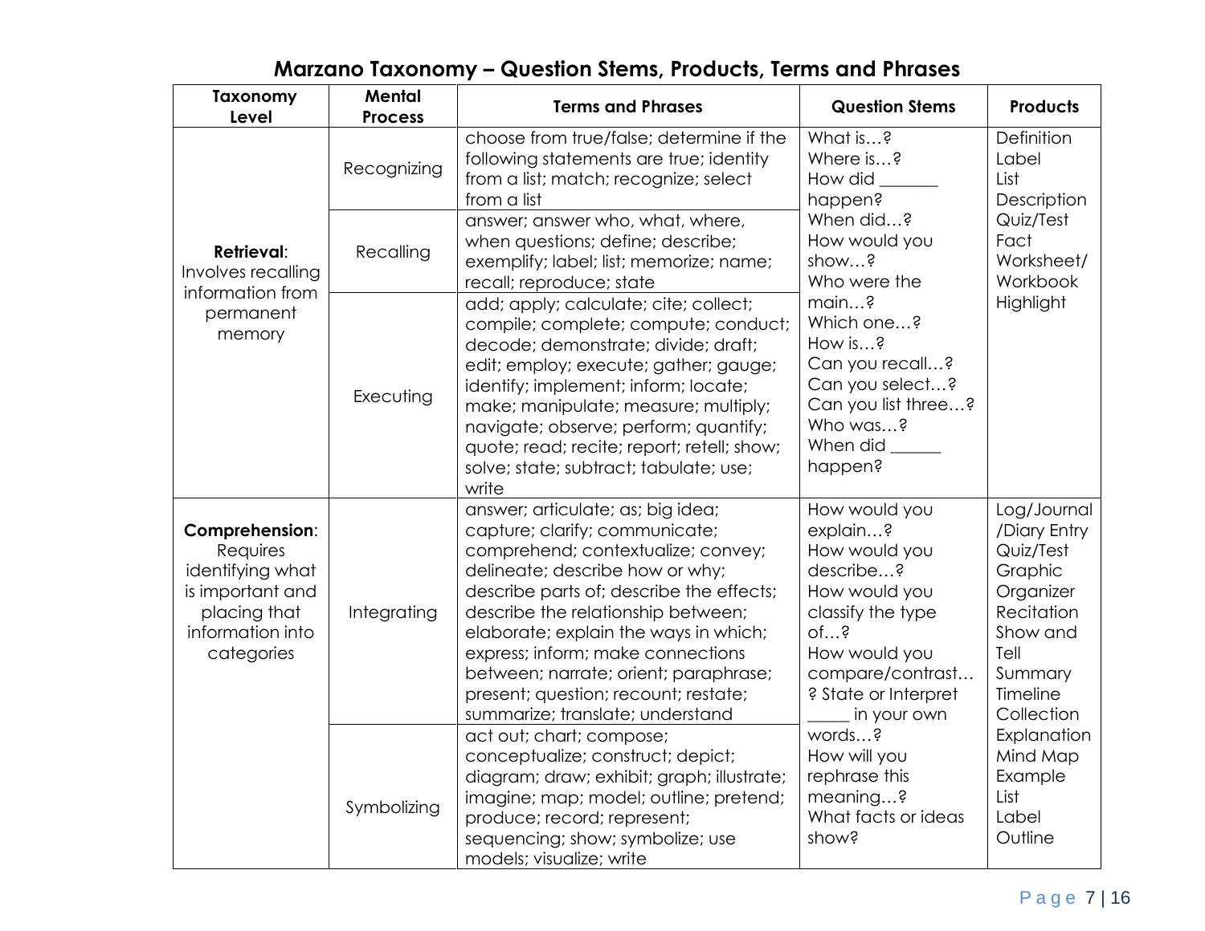## Marzano Taxonomy – Question Stems, Products, Terms and Phrases

| Taxonomy Level | Mental Process | Terms and Phrases | Question Stems | Products |
|---|---|---|---|---|
| **Retrieval**: Involves recalling information from permanent memory | Recognizing | choose from true/false; determine if the following statements are true; identity from a list; match; recognize; select from a list | What is…? Where is…? How did _______ happen? When did…? How would you show…? Who were the main…? Which one…? How is…? Can you recall…? Can you select…? Can you list three…? Who was…? When did ______ happen? | Definition Label List Description Quiz/Test Fact Worksheet/ Workbook Highlight |
| | Recalling | answer; answer who, what, where, when questions; define; describe; exemplify; label; list; memorize; name; recall; reproduce; state | | |
| | Executing | add; apply; calculate; cite; collect; compile; complete; compute; conduct; decode; demonstrate; divide; draft; edit; employ; execute; gather; gauge; identify; implement; inform; locate; make; manipulate; measure; multiply; navigate; observe; perform; quantify; quote; read; recite; report; retell; show; solve; state; subtract; tabulate; use; write | | |
| **Comprehension**: Requires identifying what is important and placing that information into categories | Integrating | answer; articulate; as; big idea; capture; clarify; communicate; comprehend; contextualize; convey; delineate; describe how or why; describe parts of; describe the effects; describe the relationship between; elaborate; explain the ways in which; express; inform; make connections between; narrate; orient; paraphrase; present; question; recount; restate; summarize; translate; understand | How would you explain…? How would you describe…? How would you classify the type of…? How would you compare/contrast…? State or Interpret _____ in your own words…? How will you rephrase this meaning…? What facts or ideas show? | Log/Journal /Diary Entry Quiz/Test Graphic Organizer Recitation Show and Tell Summary Timeline Collection Explanation Mind Map Example List Label Outline |
| | Symbolizing | act out; chart; compose; conceptualize; construct; depict; diagram; draw; exhibit; graph; illustrate; imagine; map; model; outline; pretend; produce; record; represent; sequencing; show; symbolize; use models; visualize; write | | |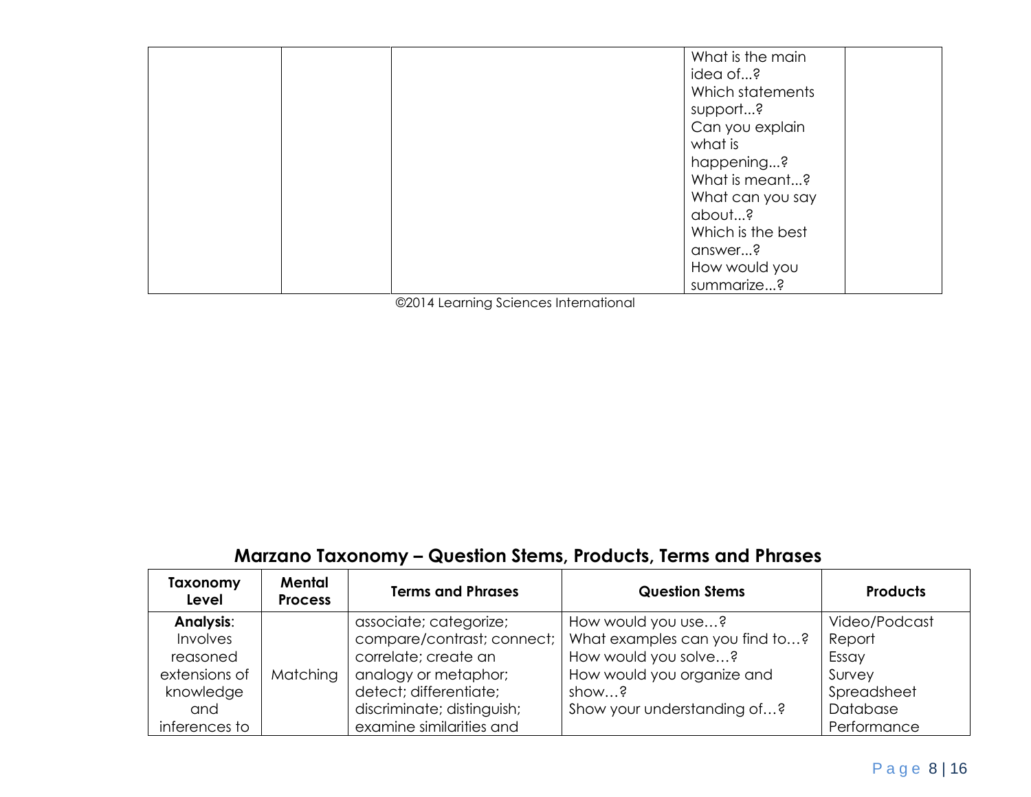| | | | What is the main idea of...? Which statements support...? Can you explain what is happening...? What is meant...? What can you say about...? Which is the best answer...? How would you summarize...? | |
|---|---|---|---|---|

©2014 Learning Sciences International

## Marzano Taxonomy – Question Stems, Products, Terms and Phrases

| Taxonomy Level | Mental Process | Terms and Phrases | Question Stems | Products |
|---|---|---|---|---|
| **Analysis**: Involves reasoned extensions of knowledge and inferences to | Matching | associate; categorize; compare/contrast; connect; correlate; create an analogy or metaphor; detect; differentiate; discriminate; distinguish; examine similarities and | How would you use…? What examples can you find to…? How would you solve…? How would you organize and show…? Show your understanding of…? | Video/Podcast Report Essay Survey Spreadsheet Database Performance |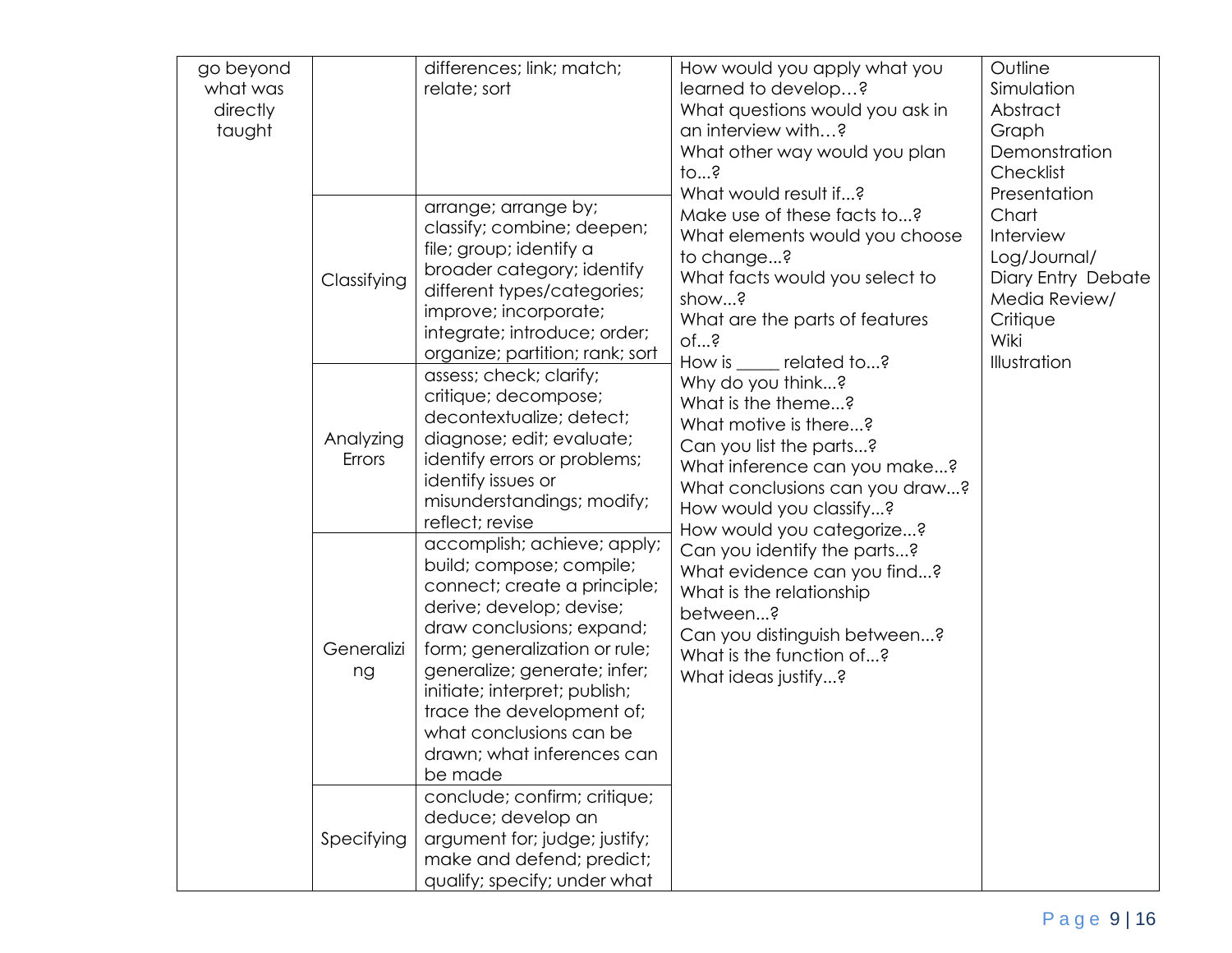| | | | | |
|---|---|---|---|---|
| go beyond what was directly taught | | differences; link; match; relate; sort | How would you apply what you learned to develop…? What questions would you ask in an interview with…? What other way would you plan to...? What would result if...? Make use of these facts to...? What elements would you choose to change...? What facts would you select to show...? What are the parts of features of...? How is _____ related to...? Why do you think...? What is the theme...? What motive is there...? Can you list the parts...? What inference can you make...? What conclusions can you draw...? How would you classify...? How would you categorize...? Can you identify the parts...? What evidence can you find...? What is the relationship between...? Can you distinguish between...? What is the function of...? What ideas justify...? | Outline Simulation Abstract Graph Demonstration Checklist Presentation Chart Interview Log/Journal/ Diary Entry Debate Media Review/ Critique Wiki Illustration |
| | Classifying | arrange; arrange by; classify; combine; deepen; file; group; identify a broader category; identify different types/categories; improve; incorporate; integrate; introduce; order; organize; partition; rank; sort | | |
| | Analyzing Errors | assess; check; clarify; critique; decompose; decontextualize; detect; diagnose; edit; evaluate; identify errors or problems; identify issues or misunderstandings; modify; reflect; revise | | |
| | Generalizing | accomplish; achieve; apply; build; compose; compile; connect; create a principle; derive; develop; devise; draw conclusions; expand; form; generalization or rule; generalize; generate; infer; initiate; interpret; publish; trace the development of; what conclusions can be drawn; what inferences can be made | | |
| | Specifying | conclude; confirm; critique; deduce; develop an argument for; judge; justify; make and defend; predict; qualify; specify; under what | | |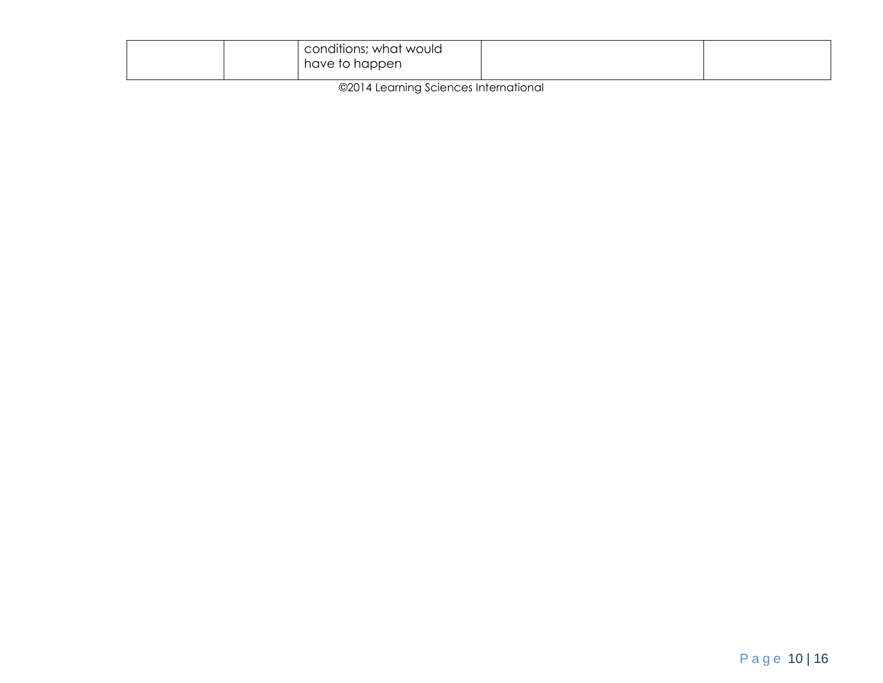| | | | | |
|---|---|---|---|---|
| | | conditions; what would have to happen | | |

©2014 Learning Sciences International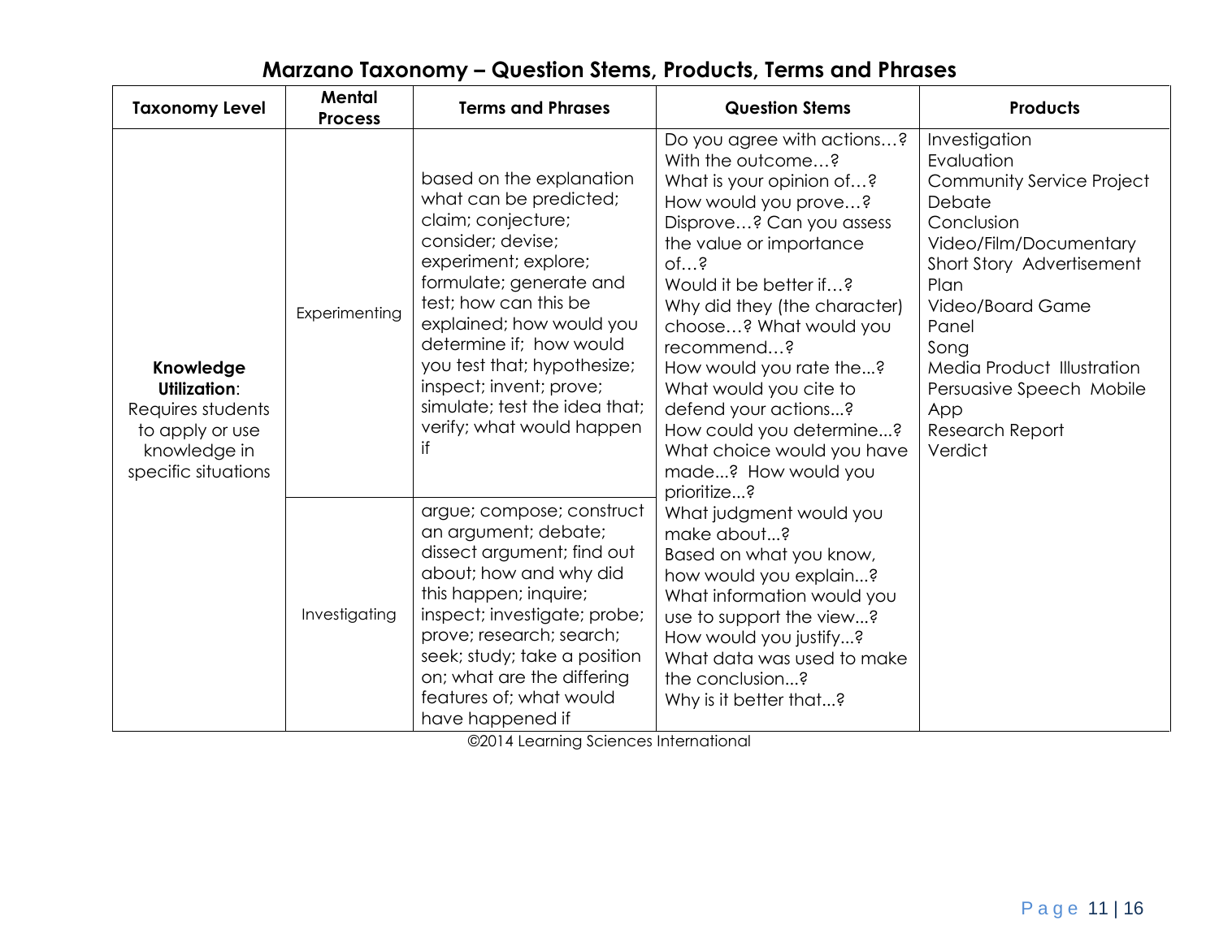# Marzano Taxonomy – Question Stems, Products, Terms and Phrases

| Taxonomy Level | Mental Process | Terms and Phrases | Question Stems | Products |
|---|---|---|---|---|
| **Knowledge Utilization**: Requires students to apply or use knowledge in specific situations | Experimenting | based on the explanation what can be predicted; claim; conjecture; consider; devise; experiment; explore; formulate; generate and test; how can this be explained; how would you determine if; how would you test that; hypothesize; inspect; invent; prove; simulate; test the idea that; verify; what would happen if | Do you agree with actions…? With the outcome…? What is your opinion of…? How would you prove…? Disprove…? Can you assess the value or importance of…? Would it be better if…? Why did they (the character) choose…? What would you recommend…? How would you rate the...? What would you cite to defend your actions...? How could you determine...? What choice would you have made...? How would you prioritize...? What judgment would you make about...? Based on what you know, how would you explain...? What information would you use to support the view...? How would you justify...? What data was used to make the conclusion...? Why is it better that...? | Investigation<br>Evaluation<br>Community Service Project<br>Debate<br>Conclusion<br>Video/Film/Documentary<br>Short Story Advertisement<br>Plan<br>Video/Board Game<br>Panel<br>Song<br>Media Product Illustration<br>Persuasive Speech Mobile App<br>Research Report<br>Verdict |
| | Investigating | argue; compose; construct an argument; debate; dissect argument; find out about; how and why did this happen; inquire; inspect; investigate; probe; prove; research; search; seek; study; take a position on; what are the differing features of; what would have happened if | | |

©2014 Learning Sciences International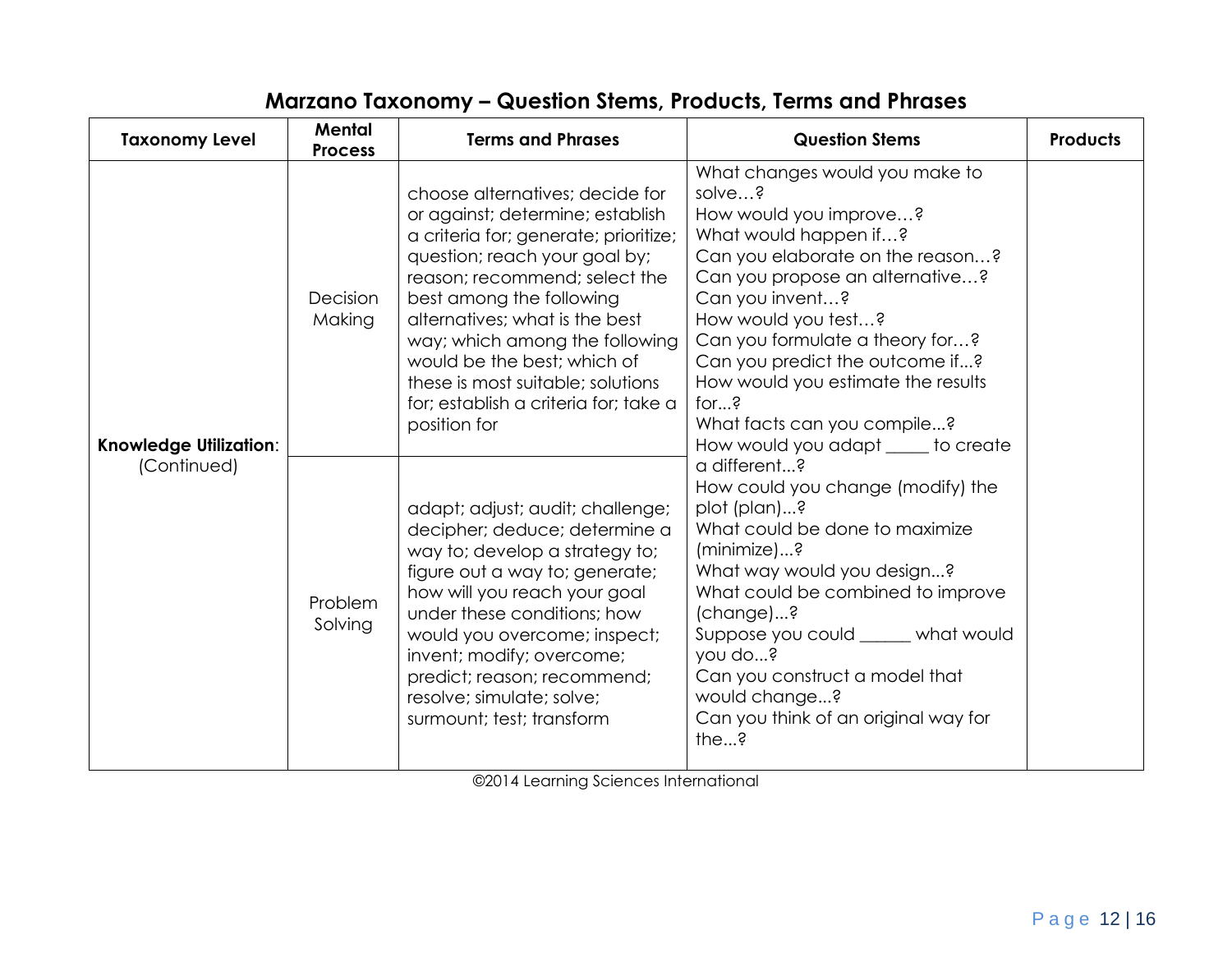# Marzano Taxonomy – Question Stems, Products, Terms and Phrases

| Taxonomy Level | Mental Process | Terms and Phrases | Question Stems | Products |
|---|---|---|---|---|
| **Knowledge Utilization**: (Continued) | Decision Making | choose alternatives; decide for or against; determine; establish a criteria for; generate; prioritize; question; reach your goal by; reason; recommend; select the best among the following alternatives; what is the best way; which among the following would be the best; which of these is most suitable; solutions for; establish a criteria for; take a position for | What changes would you make to solve…? How would you improve…? What would happen if…? Can you elaborate on the reason…? Can you propose an alternative…? Can you invent…? How would you test…? Can you formulate a theory for…? Can you predict the outcome if...? How would you estimate the results for...? What facts can you compile...? How would you adapt _____ to create a different...? How could you change (modify) the plot (plan)...? What could be done to maximize (minimize)...? What way would you design...? What could be combined to improve (change)...? Suppose you could ______ what would you do...? Can you construct a model that would change...? Can you think of an original way for the...? | |
| | Problem Solving | adapt; adjust; audit; challenge; decipher; deduce; determine a way to; develop a strategy to; figure out a way to; generate; how will you reach your goal under these conditions; how would you overcome; inspect; invent; modify; overcome; predict; reason; recommend; resolve; simulate; solve; surmount; test; transform | | |

©2014 Learning Sciences International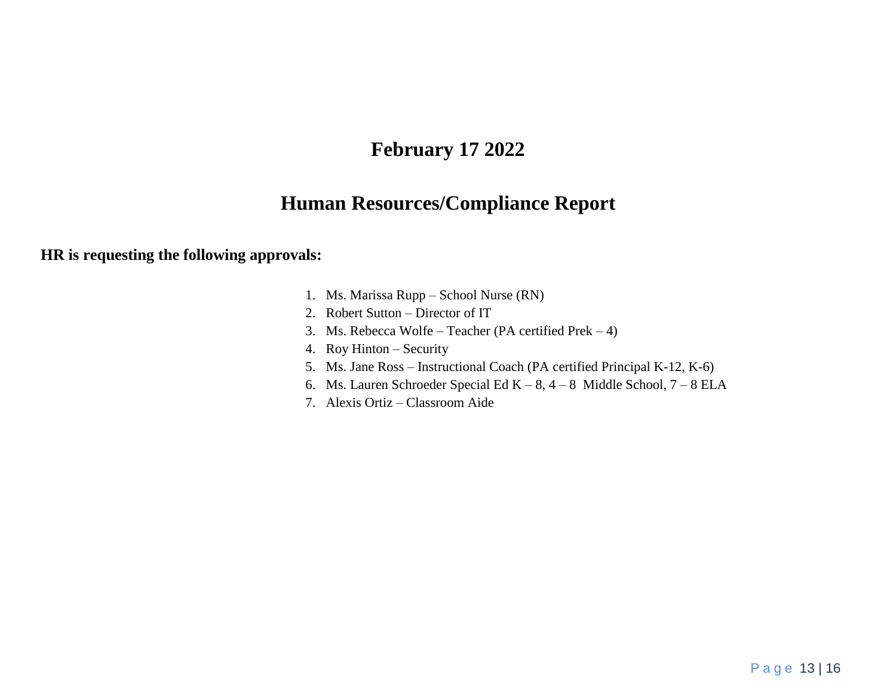# February 17 2022

# Human Resources/Compliance Report

**HR is requesting the following approvals:**

1. Ms. Marissa Rupp – School Nurse (RN)
2. Robert Sutton – Director of IT
3. Ms. Rebecca Wolfe – Teacher (PA certified Prek – 4)
4. Roy Hinton – Security
5. Ms. Jane Ross – Instructional Coach (PA certified Principal K-12, K-6)
6. Ms. Lauren Schroeder Special Ed K – 8, 4 – 8 Middle School, 7 – 8 ELA
7. Alexis Ortiz – Classroom Aide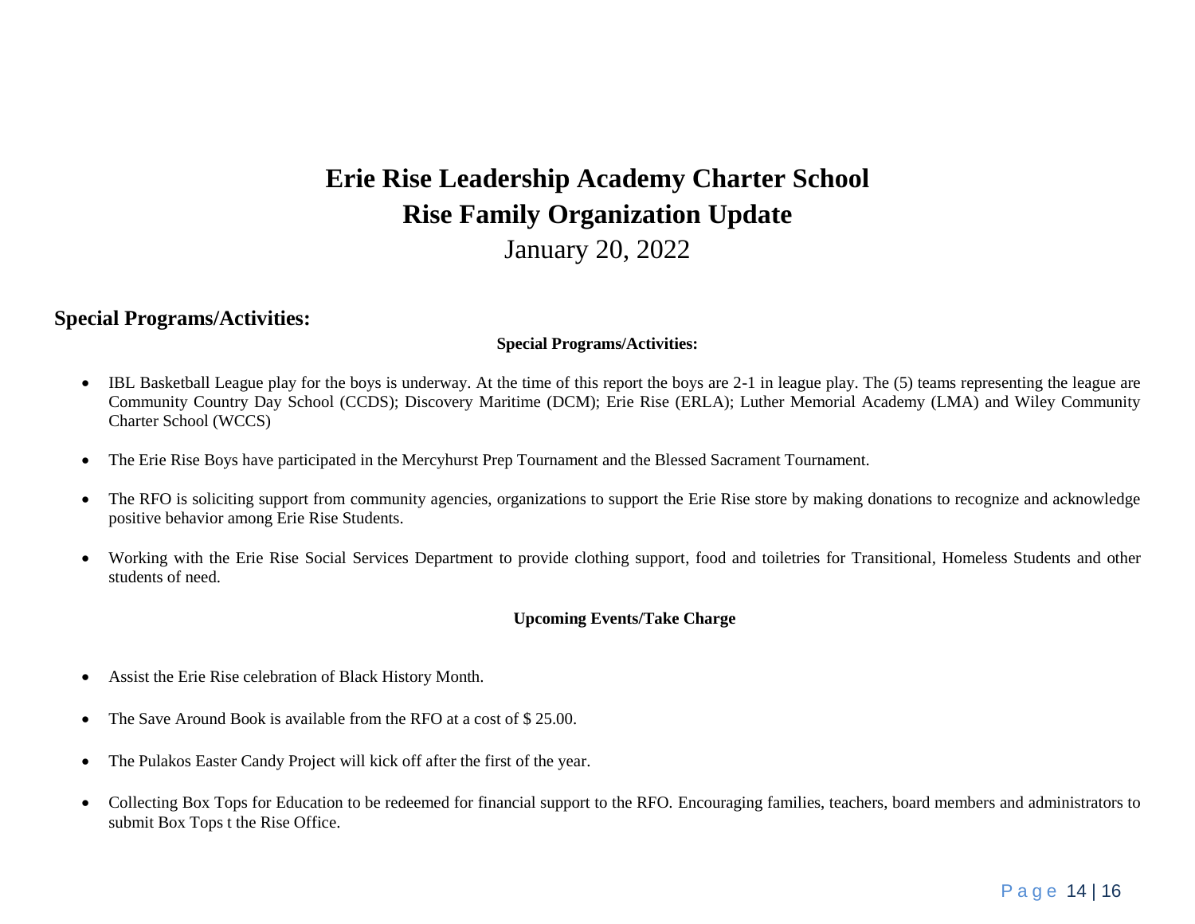# Erie Rise Leadership Academy Charter School
# Rise Family Organization Update
January 20, 2022

## Special Programs/Activities:

**Special Programs/Activities:**

- IBL Basketball League play for the boys is underway. At the time of this report the boys are 2-1 in league play. The (5) teams representing the league are Community Country Day School (CCDS); Discovery Maritime (DCM); Erie Rise (ERLA); Luther Memorial Academy (LMA) and Wiley Community Charter School (WCCS)

- The Erie Rise Boys have participated in the Mercyhurst Prep Tournament and the Blessed Sacrament Tournament.

- The RFO is soliciting support from community agencies, organizations to support the Erie Rise store by making donations to recognize and acknowledge positive behavior among Erie Rise Students.

- Working with the Erie Rise Social Services Department to provide clothing support, food and toiletries for Transitional, Homeless Students and other students of need.

**Upcoming Events/Take Charge**

- Assist the Erie Rise celebration of Black History Month.

- The Save Around Book is available from the RFO at a cost of $ 25.00.

- The Pulakos Easter Candy Project will kick off after the first of the year.

- Collecting Box Tops for Education to be redeemed for financial support to the RFO. Encouraging families, teachers, board members and administrators to submit Box Tops t the Rise Office.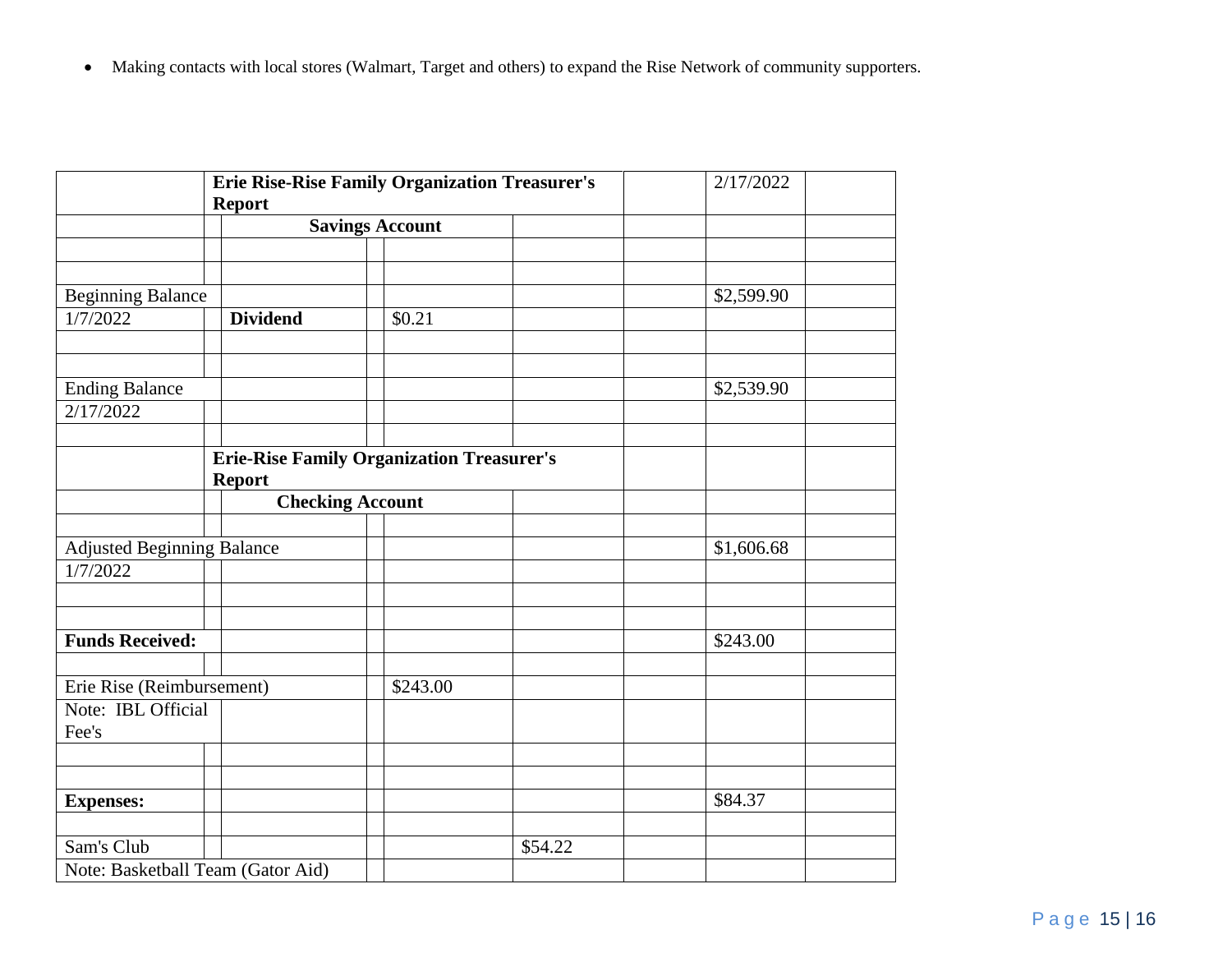- Making contacts with local stores (Walmart, Target and others) to expand the Rise Network of community supporters.

| | Erie Rise-Rise Family Organization Treasurer's Report | | | | | 2/17/2022 | |
|---|---|---|---|---|---|---|---|
| | | Savings Account | | | | | |
| | | | | | | | |
| | | | | | | | |
| Beginning Balance | | | | | | $2,599.90 | |
| 1/7/2022 | | Dividend | $0.21 | | | | |
| | | | | | | | |
| | | | | | | | |
| Ending Balance | | | | | | $2,539.90 | |
| 2/17/2022 | | | | | | | |
| | | | | | | | |
| | Erie-Rise Family Organization Treasurer's Report | | | | | | |
| | | Checking Account | | | | | |
| | | | | | | | |
| Adjusted Beginning Balance | | | | | | $1,606.68 | |
| 1/7/2022 | | | | | | | |
| | | | | | | | |
| | | | | | | | |
| **Funds Received:** | | | | | | $243.00 | |
| | | | | | | | |
| Erie Rise (Reimbursement) | | | $243.00 | | | | |
| Note: IBL Official Fee's | | | | | | | |
| | | | | | | | |
| | | | | | | | |
| **Expenses:** | | | | | | $84.37 | |
| | | | | | | | |
| Sam's Club | | | | $54.22 | | | |
| Note: Basketball Team (Gator Aid) | | | | | | | |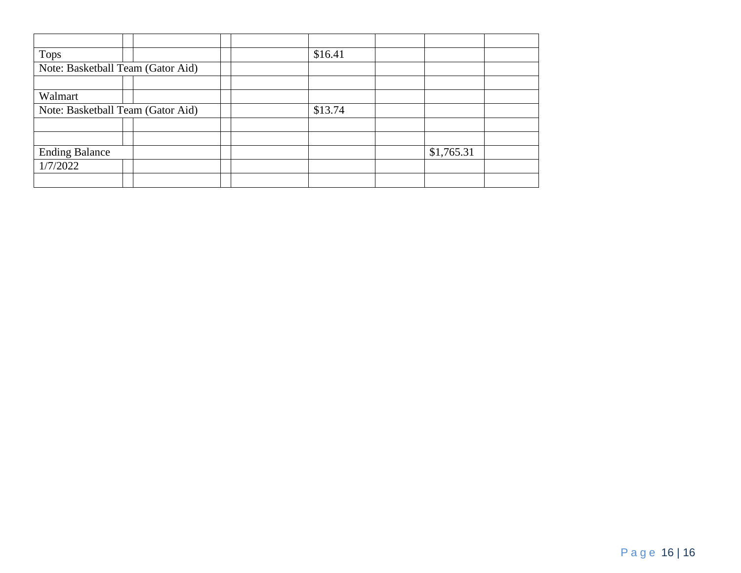| | | | | | | | | | |
|---|---|---|---|---|---|---|---|---|---|
| | | | | | | | | | |
| Tops | | | | | $16.41 | | | | |
| Note: Basketball Team (Gator Aid) | | | | | | | | | |
| | | | | | | | | | |
| Walmart | | | | | | | | | |
| Note: Basketball Team (Gator Aid) | | | | | $13.74 | | | | |
| | | | | | | | | | |
| | | | | | | | | | |
| Ending Balance | | | | | | | $1,765.31 | | |
| 1/7/2022 | | | | | | | | | |
| | | | | | | | | | |